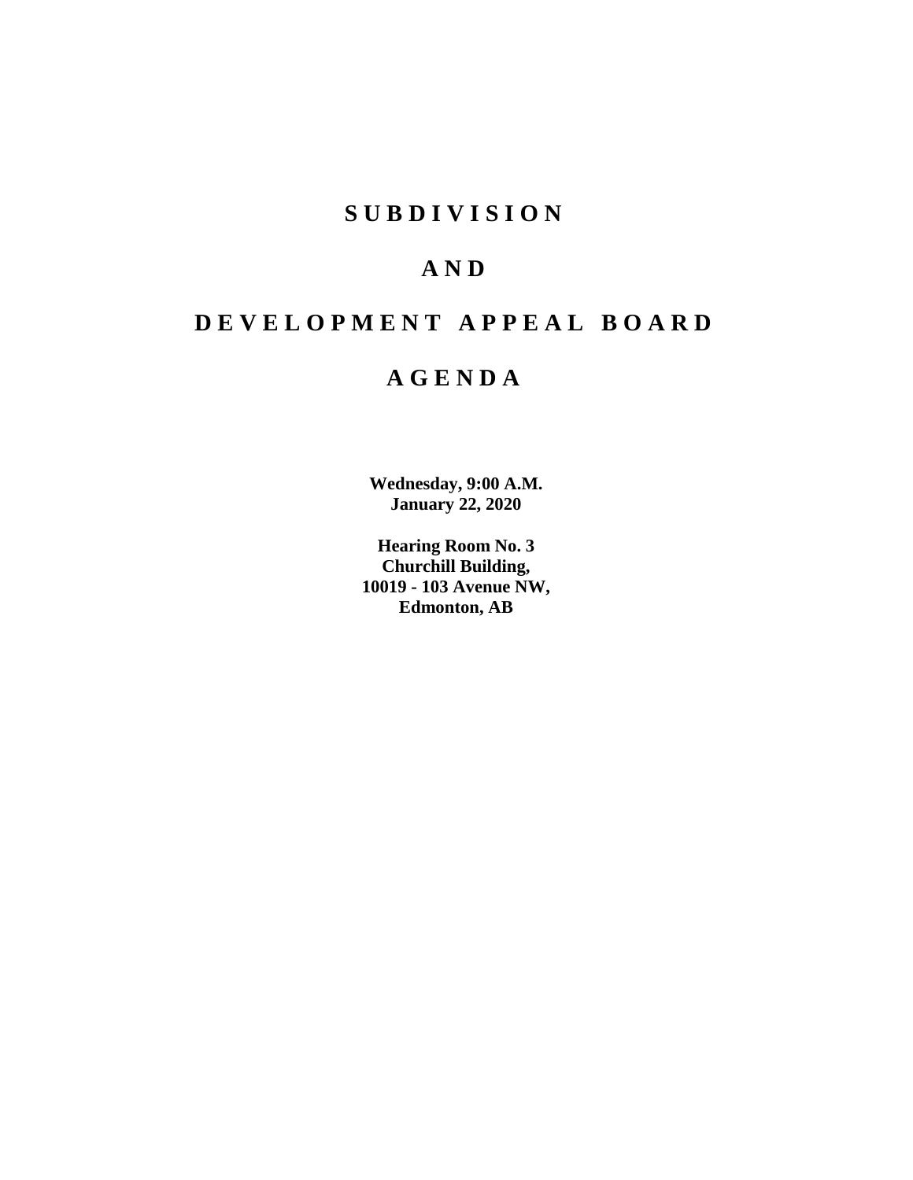# S U B D I V I S I O N

# A N D

# D E V E L O P M E N T   A P P E A L   B O A R D

# A G E N D A

**Wednesday, 9:00 A.M.**
**January 22, 2020**

**Hearing Room No. 3**
**Churchill Building,**
**10019 - 103 Avenue NW,**
**Edmonton, AB**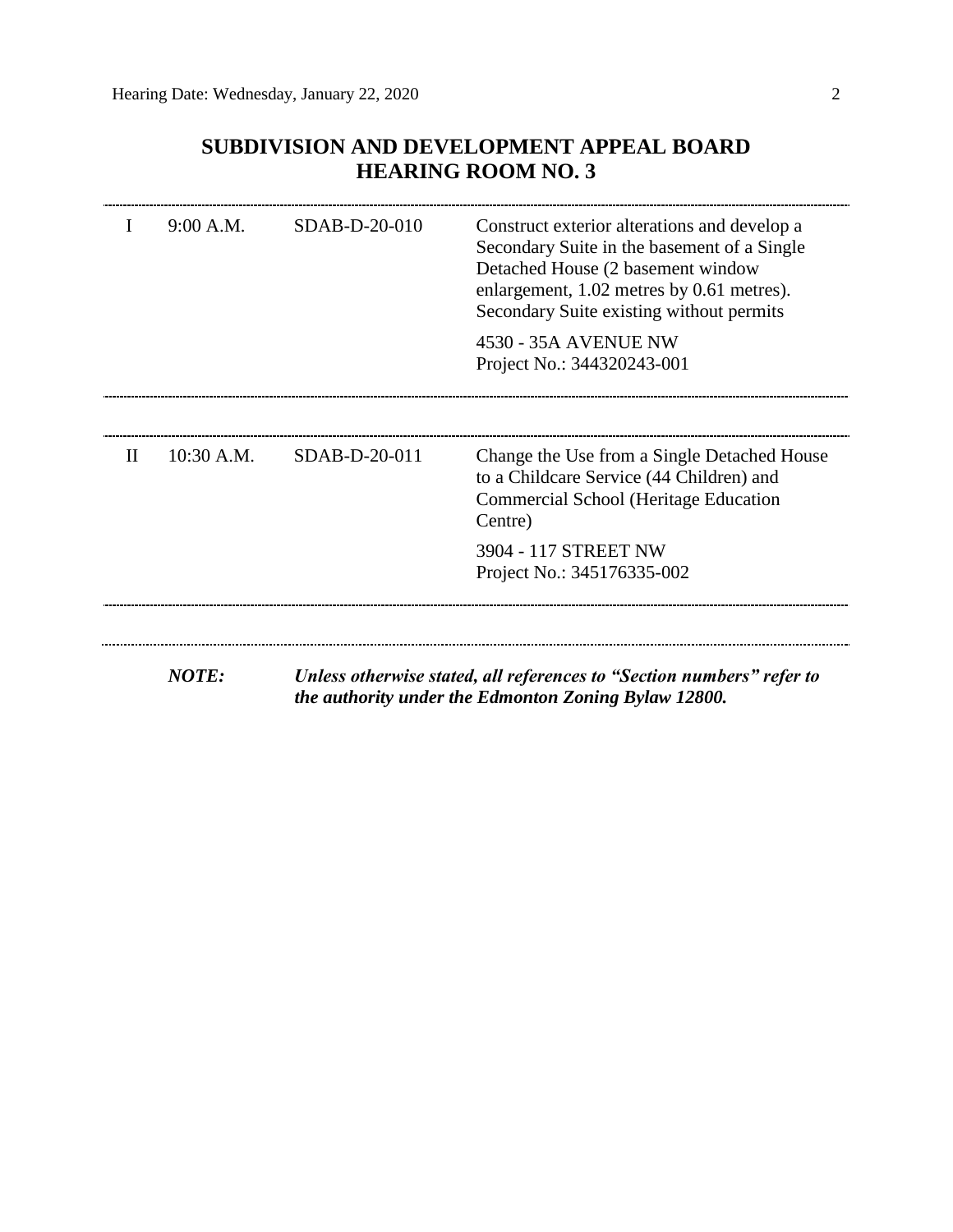# SUBDIVISION AND DEVELOPMENT APPEAL BOARD
# HEARING ROOM NO. 3

| | | | |
|---|---|---|---|
| I | 9:00 A.M. | SDAB-D-20-010 | Construct exterior alterations and develop a Secondary Suite in the basement of a Single Detached House (2 basement window enlargement, 1.02 metres by 0.61 metres). Secondary Suite existing without permits<br><br>4530 - 35A AVENUE NW<br>Project No.: 344320243-001 |
| II | 10:30 A.M. | SDAB-D-20-011 | Change the Use from a Single Detached House to a Childcare Service (44 Children) and Commercial School (Heritage Education Centre)<br><br>3904 - 117 STREET NW<br>Project No.: 345176335-002 |

***NOTE:*** ***Unless otherwise stated, all references to "Section numbers" refer to the authority under the Edmonton Zoning Bylaw 12800.***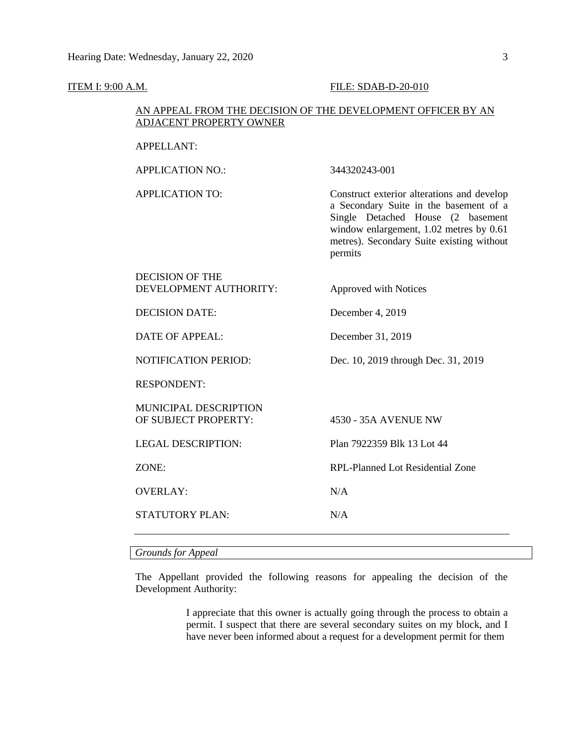ITEM I: 9:00 A.M. FILE: SDAB-D-20-010

AN APPEAL FROM THE DECISION OF THE DEVELOPMENT OFFICER BY AN ADJACENT PROPERTY OWNER

| | |
|---|---|
| APPELLANT: | |
| APPLICATION NO.: | 344320243-001 |
| APPLICATION TO: | Construct exterior alterations and develop a Secondary Suite in the basement of a Single Detached House (2 basement window enlargement, 1.02 metres by 0.61 metres). Secondary Suite existing without permits |
| DECISION OF THE DEVELOPMENT AUTHORITY: | Approved with Notices |
| DECISION DATE: | December 4, 2019 |
| DATE OF APPEAL: | December 31, 2019 |
| NOTIFICATION PERIOD: | Dec. 10, 2019 through Dec. 31, 2019 |
| RESPONDENT: | |
| MUNICIPAL DESCRIPTION OF SUBJECT PROPERTY: | 4530 - 35A AVENUE NW |
| LEGAL DESCRIPTION: | Plan 7922359 Blk 13 Lot 44 |
| ZONE: | RPL-Planned Lot Residential Zone |
| OVERLAY: | N/A |
| STATUTORY PLAN: | N/A |

---

*Grounds for Appeal*

The Appellant provided the following reasons for appealing the decision of the Development Authority:

> I appreciate that this owner is actually going through the process to obtain a permit. I suspect that there are several secondary suites on my block, and I have never been informed about a request for a development permit for them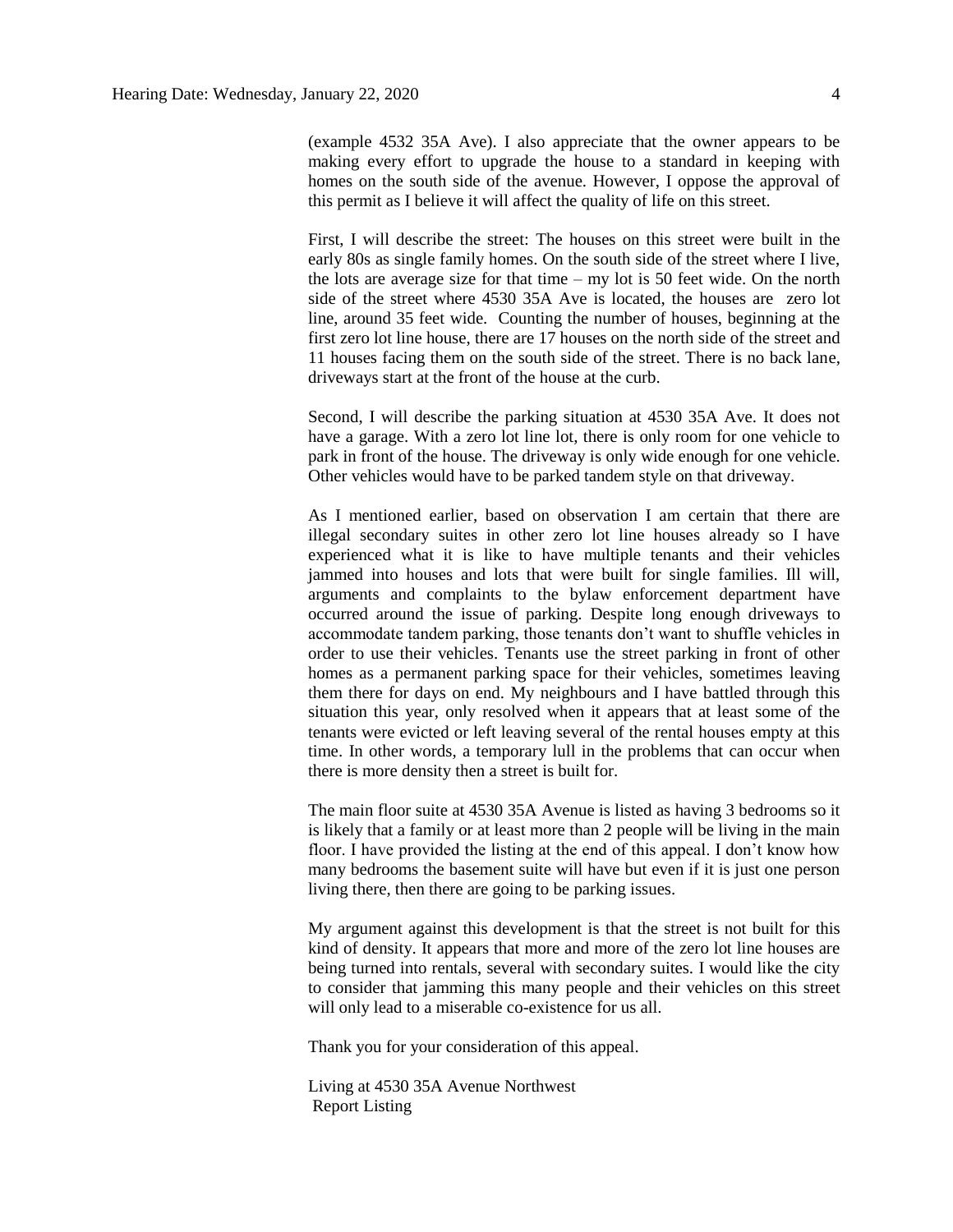(example 4532 35A Ave). I also appreciate that the owner appears to be making every effort to upgrade the house to a standard in keeping with homes on the south side of the avenue. However, I oppose the approval of this permit as I believe it will affect the quality of life on this street.

First, I will describe the street: The houses on this street were built in the early 80s as single family homes. On the south side of the street where I live, the lots are average size for that time – my lot is 50 feet wide. On the north side of the street where 4530 35A Ave is located, the houses are zero lot line, around 35 feet wide. Counting the number of houses, beginning at the first zero lot line house, there are 17 houses on the north side of the street and 11 houses facing them on the south side of the street. There is no back lane, driveways start at the front of the house at the curb.

Second, I will describe the parking situation at 4530 35A Ave. It does not have a garage. With a zero lot line lot, there is only room for one vehicle to park in front of the house. The driveway is only wide enough for one vehicle. Other vehicles would have to be parked tandem style on that driveway.

As I mentioned earlier, based on observation I am certain that there are illegal secondary suites in other zero lot line houses already so I have experienced what it is like to have multiple tenants and their vehicles jammed into houses and lots that were built for single families. Ill will, arguments and complaints to the bylaw enforcement department have occurred around the issue of parking. Despite long enough driveways to accommodate tandem parking, those tenants don't want to shuffle vehicles in order to use their vehicles. Tenants use the street parking in front of other homes as a permanent parking space for their vehicles, sometimes leaving them there for days on end. My neighbours and I have battled through this situation this year, only resolved when it appears that at least some of the tenants were evicted or left leaving several of the rental houses empty at this time. In other words, a temporary lull in the problems that can occur when there is more density then a street is built for.

The main floor suite at 4530 35A Avenue is listed as having 3 bedrooms so it is likely that a family or at least more than 2 people will be living in the main floor. I have provided the listing at the end of this appeal. I don't know how many bedrooms the basement suite will have but even if it is just one person living there, then there are going to be parking issues.

My argument against this development is that the street is not built for this kind of density. It appears that more and more of the zero lot line houses are being turned into rentals, several with secondary suites. I would like the city to consider that jamming this many people and their vehicles on this street will only lead to a miserable co-existence for us all.

Thank you for your consideration of this appeal.

Living at 4530 35A Avenue Northwest
Report Listing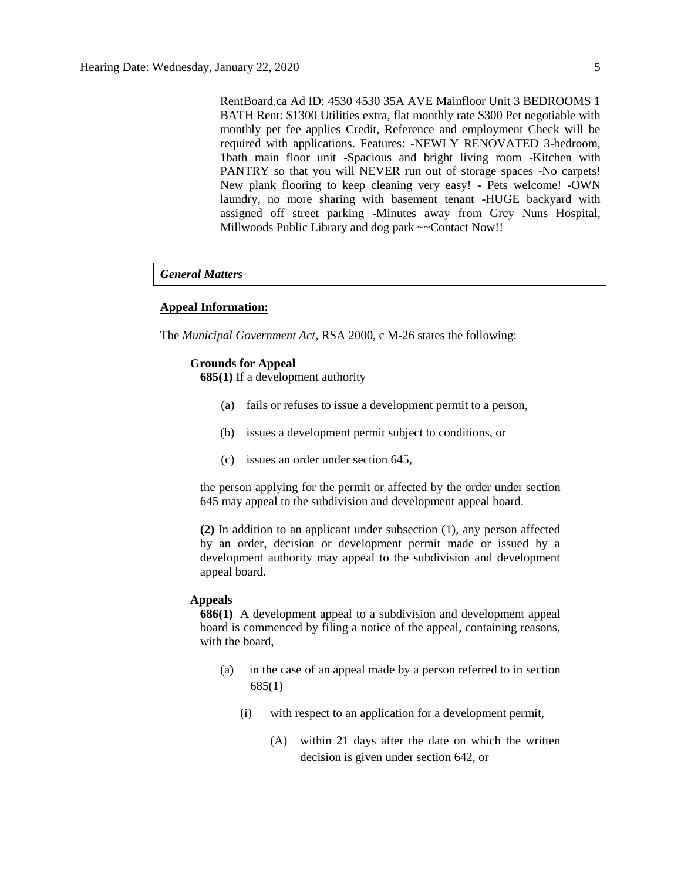RentBoard.ca Ad ID: 4530 4530 35A AVE Mainfloor Unit 3 BEDROOMS 1 BATH Rent: $1300 Utilities extra, flat monthly rate $300 Pet negotiable with monthly pet fee applies Credit, Reference and employment Check will be required with applications. Features: -NEWLY RENOVATED 3-bedroom, 1bath main floor unit -Spacious and bright living room -Kitchen with PANTRY so that you will NEVER run out of storage spaces -No carpets! New plank flooring to keep cleaning very easy! - Pets welcome! -OWN laundry, no more sharing with basement tenant -HUGE backyard with assigned off street parking -Minutes away from Grey Nuns Hospital, Millwoods Public Library and dog park ~~Contact Now!!

## *General Matters*

**Appeal Information:**

The *Municipal Government Act*, RSA 2000, c M-26 states the following:

**Grounds for Appeal**

**685(1)** If a development authority

(a) fails or refuses to issue a development permit to a person,

(b) issues a development permit subject to conditions, or

(c) issues an order under section 645,

the person applying for the permit or affected by the order under section 645 may appeal to the subdivision and development appeal board.

**(2)** In addition to an applicant under subsection (1), any person affected by an order, decision or development permit made or issued by a development authority may appeal to the subdivision and development appeal board.

**Appeals**

**686(1)** A development appeal to a subdivision and development appeal board is commenced by filing a notice of the appeal, containing reasons, with the board,

(a) in the case of an appeal made by a person referred to in section 685(1)

(i) with respect to an application for a development permit,

(A) within 21 days after the date on which the written decision is given under section 642, or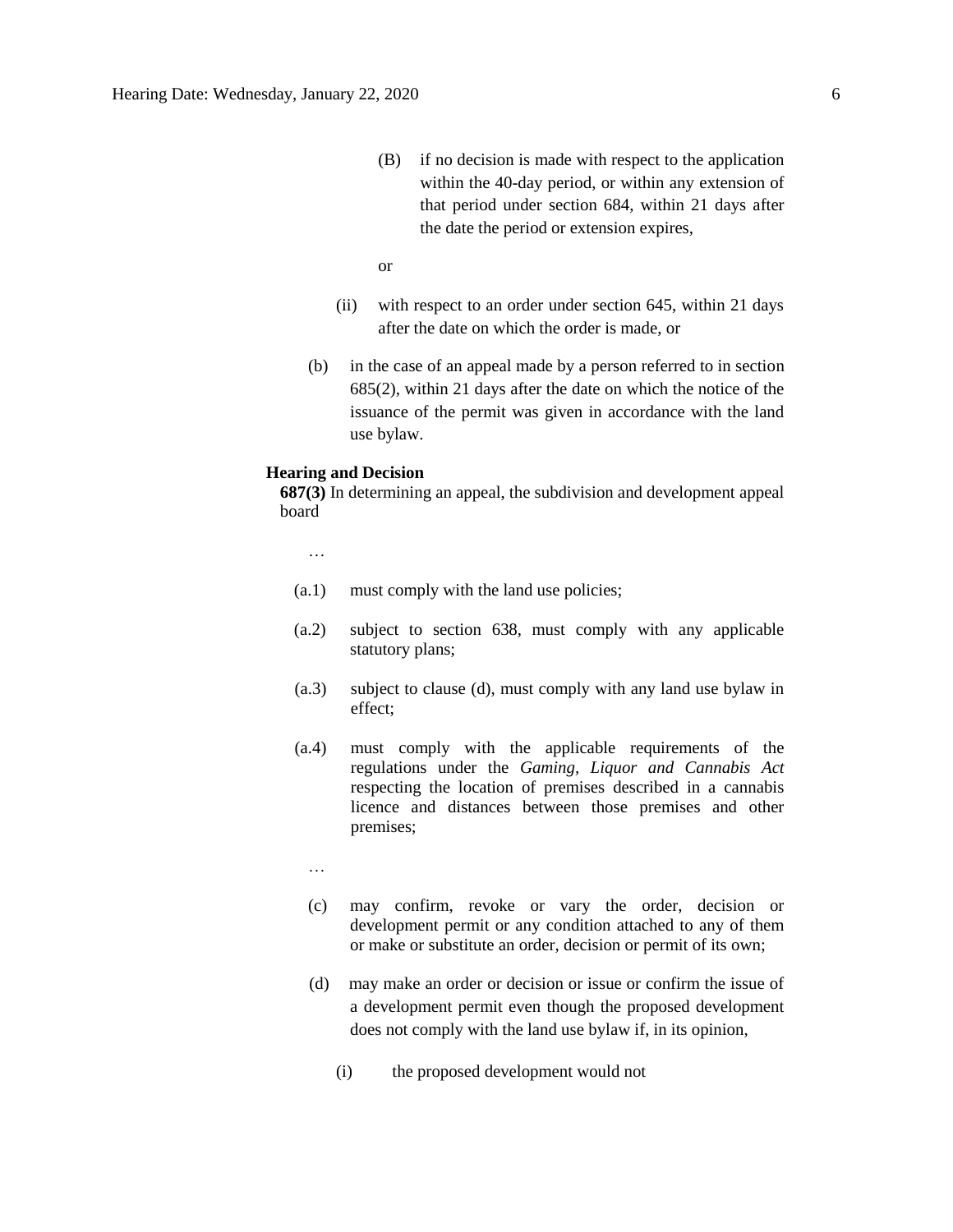(B) if no decision is made with respect to the application within the 40-day period, or within any extension of that period under section 684, within 21 days after the date the period or extension expires,

or

(ii) with respect to an order under section 645, within 21 days after the date on which the order is made, or

(b) in the case of an appeal made by a person referred to in section 685(2), within 21 days after the date on which the notice of the issuance of the permit was given in accordance with the land use bylaw.

**Hearing and Decision**

**687(3)** In determining an appeal, the subdivision and development appeal board

…

(a.1) must comply with the land use policies;

(a.2) subject to section 638, must comply with any applicable statutory plans;

(a.3) subject to clause (d), must comply with any land use bylaw in effect;

(a.4) must comply with the applicable requirements of the regulations under the *Gaming, Liquor and Cannabis Act* respecting the location of premises described in a cannabis licence and distances between those premises and other premises;

…

(c) may confirm, revoke or vary the order, decision or development permit or any condition attached to any of them or make or substitute an order, decision or permit of its own;

(d) may make an order or decision or issue or confirm the issue of a development permit even though the proposed development does not comply with the land use bylaw if, in its opinion,

(i) the proposed development would not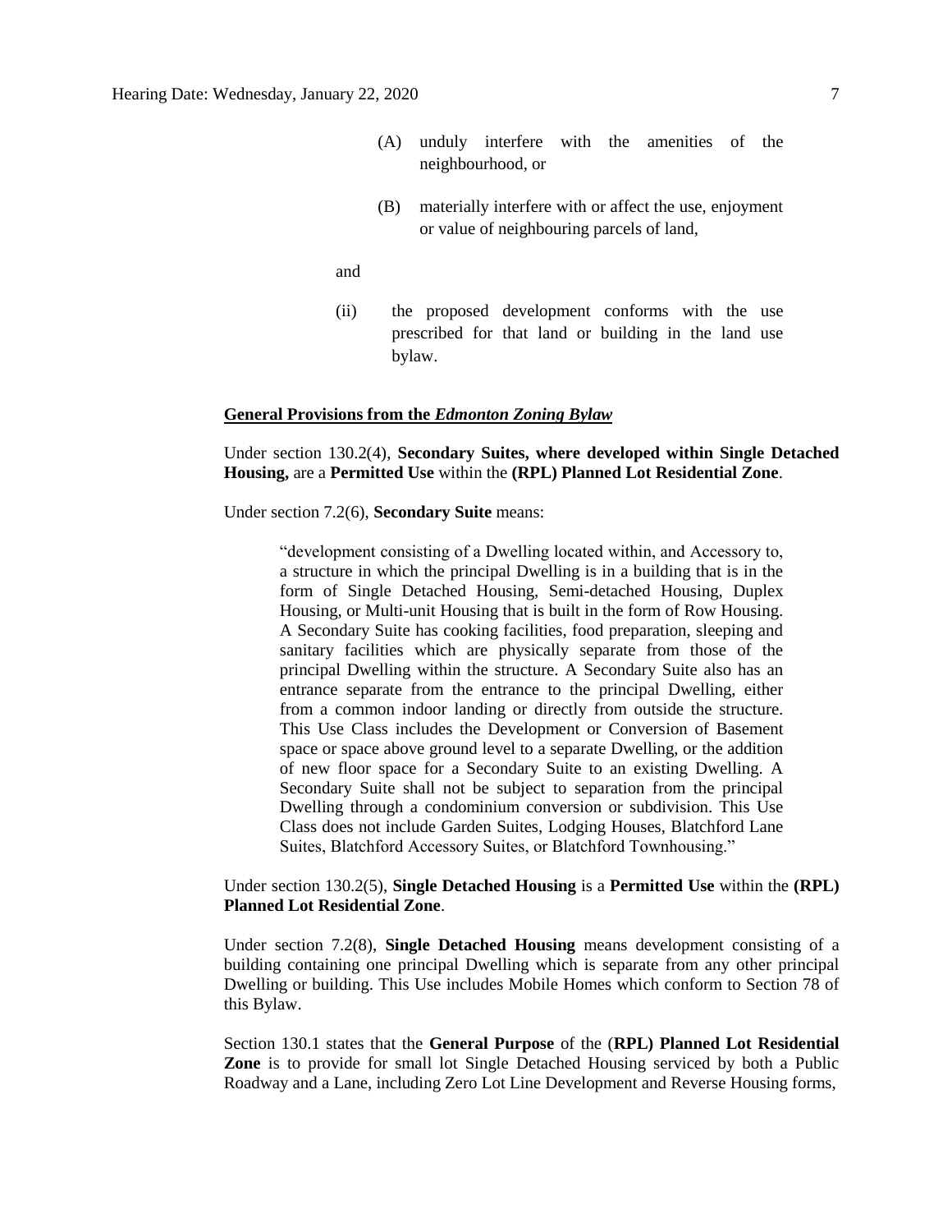(A) unduly interfere with the amenities of the neighbourhood, or

(B) materially interfere with or affect the use, enjoyment or value of neighbouring parcels of land,

and

(ii) the proposed development conforms with the use prescribed for that land or building in the land use bylaw.

**General Provisions from the *Edmonton Zoning Bylaw***

Under section 130.2(4), **Secondary Suites, where developed within Single Detached Housing,** are a **Permitted Use** within the **(RPL) Planned Lot Residential Zone**.

Under section 7.2(6), **Secondary Suite** means:

> "development consisting of a Dwelling located within, and Accessory to, a structure in which the principal Dwelling is in a building that is in the form of Single Detached Housing, Semi-detached Housing, Duplex Housing, or Multi-unit Housing that is built in the form of Row Housing. A Secondary Suite has cooking facilities, food preparation, sleeping and sanitary facilities which are physically separate from those of the principal Dwelling within the structure. A Secondary Suite also has an entrance separate from the entrance to the principal Dwelling, either from a common indoor landing or directly from outside the structure. This Use Class includes the Development or Conversion of Basement space or space above ground level to a separate Dwelling, or the addition of new floor space for a Secondary Suite to an existing Dwelling. A Secondary Suite shall not be subject to separation from the principal Dwelling through a condominium conversion or subdivision. This Use Class does not include Garden Suites, Lodging Houses, Blatchford Lane Suites, Blatchford Accessory Suites, or Blatchford Townhousing."

Under section 130.2(5), **Single Detached Housing** is a **Permitted Use** within the **(RPL) Planned Lot Residential Zone**.

Under section 7.2(8), **Single Detached Housing** means development consisting of a building containing one principal Dwelling which is separate from any other principal Dwelling or building. This Use includes Mobile Homes which conform to Section 78 of this Bylaw.

Section 130.1 states that the **General Purpose** of the (**RPL) Planned Lot Residential Zone** is to provide for small lot Single Detached Housing serviced by both a Public Roadway and a Lane, including Zero Lot Line Development and Reverse Housing forms,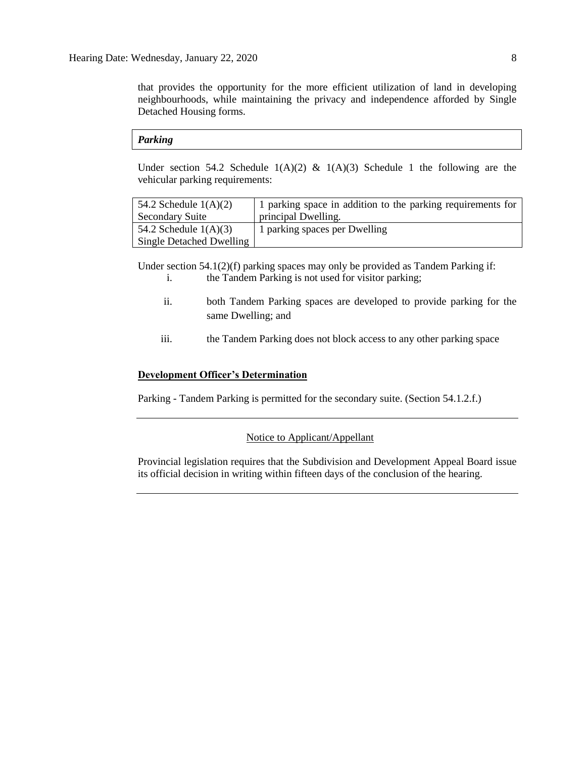that provides the opportunity for the more efficient utilization of land in developing neighbourhoods, while maintaining the privacy and independence afforded by Single Detached Housing forms.

***Parking***

Under section 54.2 Schedule 1(A)(2) & 1(A)(3) Schedule 1 the following are the vehicular parking requirements:

| | |
|---|---|
| 54.2 Schedule 1(A)(2) Secondary Suite | 1 parking space in addition to the parking requirements for principal Dwelling. |
| 54.2 Schedule 1(A)(3) Single Detached Dwelling | 1 parking spaces per Dwelling |

Under section 54.1(2)(f) parking spaces may only be provided as Tandem Parking if:

i. the Tandem Parking is not used for visitor parking;

ii. both Tandem Parking spaces are developed to provide parking for the same Dwelling; and

iii. the Tandem Parking does not block access to any other parking space

**Development Officer's Determination**

Parking - Tandem Parking is permitted for the secondary suite. (Section 54.1.2.f.)

---

Notice to Applicant/Appellant

Provincial legislation requires that the Subdivision and Development Appeal Board issue its official decision in writing within fifteen days of the conclusion of the hearing.

---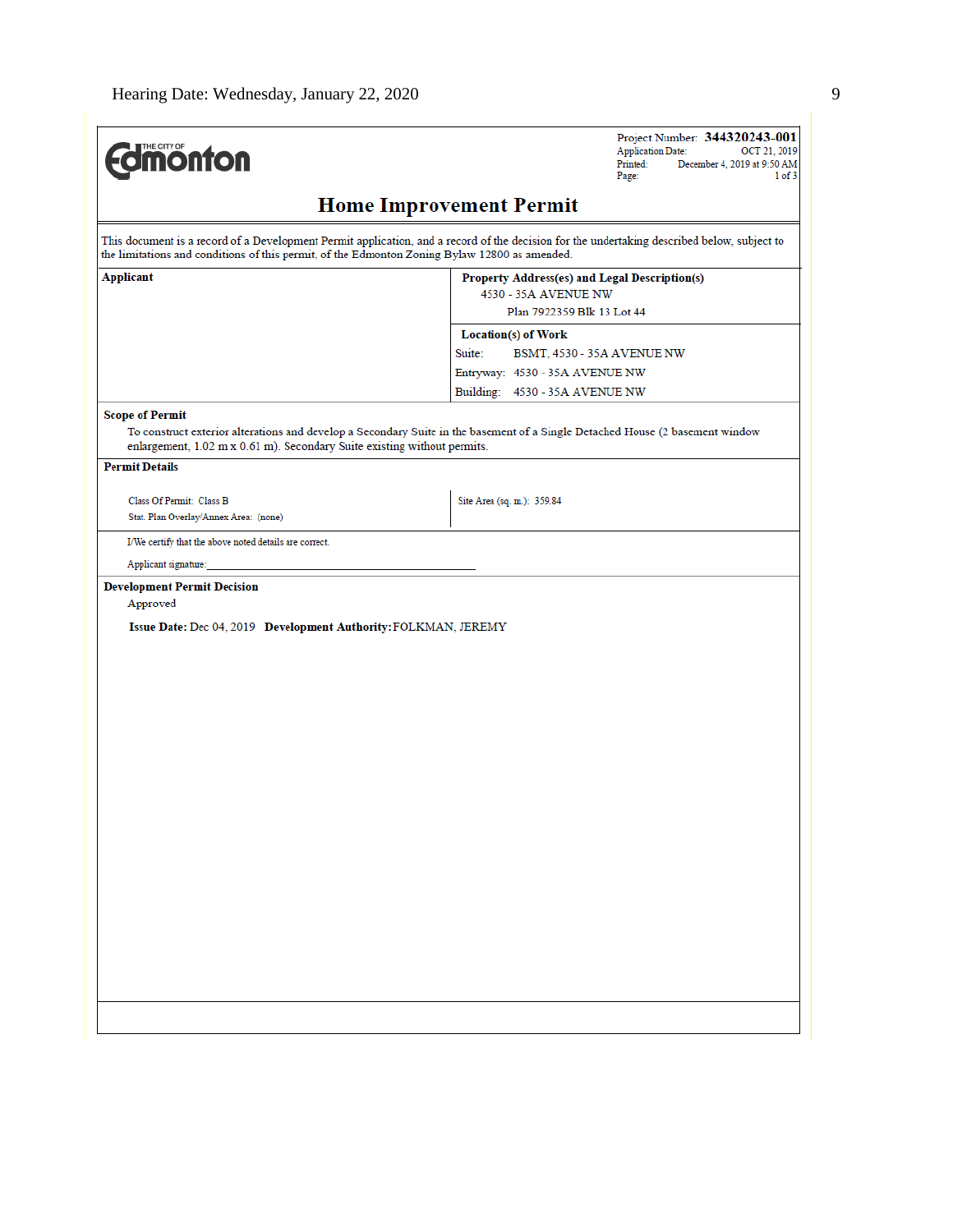Project Number: **344320243-001**
Application Date: OCT 21, 2019
Printed: December 4, 2019 at 9:50 AM

# Home Improvement Permit

This document is a record of a Development Permit application, and a record of the decision for the undertaking described below, subject to the limitations and conditions of this permit, of the Edmonton Zoning Bylaw 12800 as amended.

**Applicant**

**Property Address(es) and Legal Description(s)**
4530 - 35A AVENUE NW
Plan 7922359 Blk 13 Lot 44

**Location(s) of Work**
Suite: BSMT, 4530 - 35A AVENUE NW
Entryway: 4530 - 35A AVENUE NW
Building: 4530 - 35A AVENUE NW

**Scope of Permit**

To construct exterior alterations and develop a Secondary Suite in the basement of a Single Detached House (2 basement window enlargement, 1.02 m x 0.61 m). Secondary Suite existing without permits.

**Permit Details**

Class Of Permit: Class B
Stat. Plan Overlay/Annex Area: (none)

Site Area (sq. m.): 359.84

I/We certify that the above noted details are correct.

Applicant signature:______________________________

**Development Permit Decision**

Approved

**Issue Date:** Dec 04, 2019 **Development Authority:** FOLKMAN, JEREMY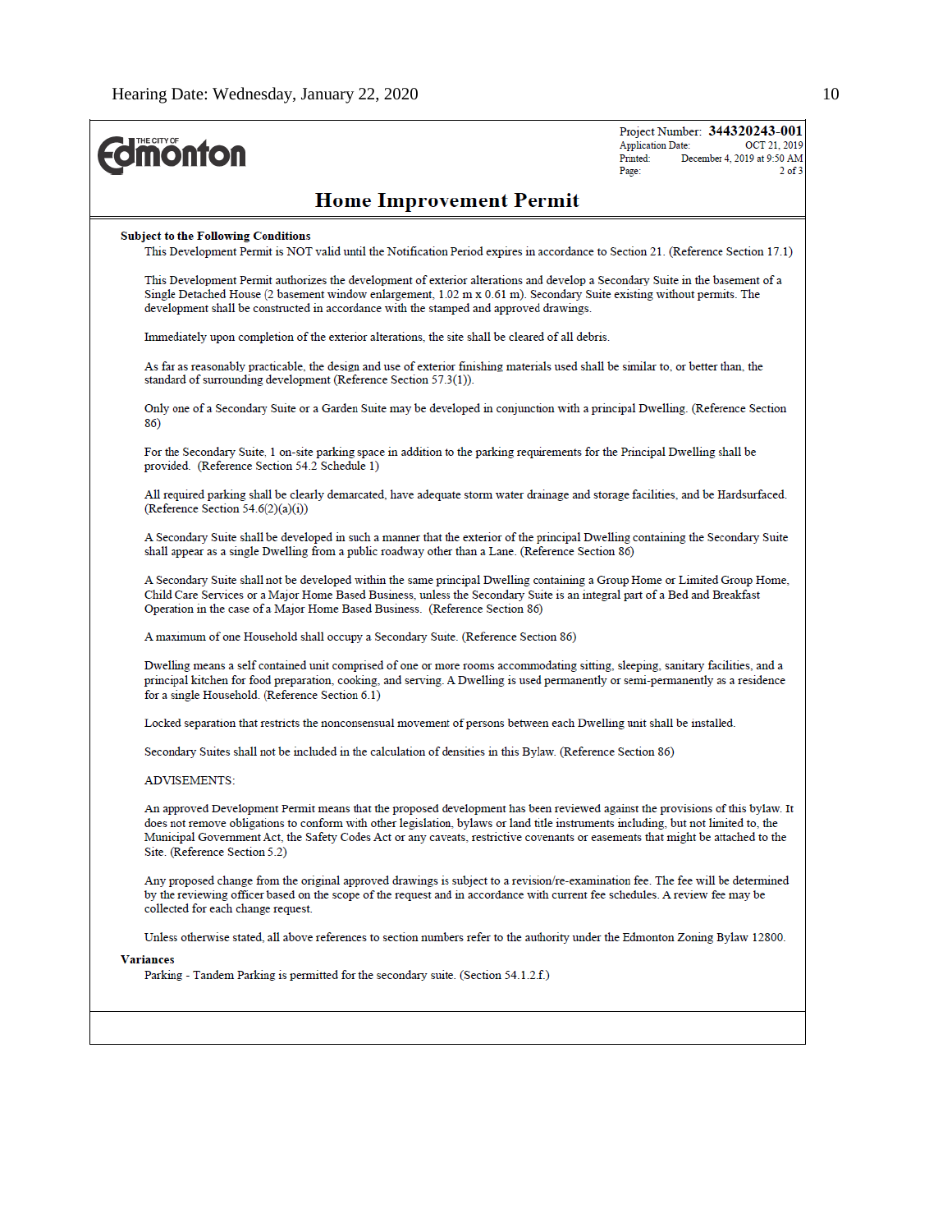Project Number: **344320243-001**
Application Date: OCT 21, 2019
Printed: December 4, 2019 at 9:50 AM

# Home Improvement Permit

**Subject to the Following Conditions**

This Development Permit is NOT valid until the Notification Period expires in accordance to Section 21. (Reference Section 17.1)

This Development Permit authorizes the development of exterior alterations and develop a Secondary Suite in the basement of a Single Detached House (2 basement window enlargement, 1.02 m x 0.61 m). Secondary Suite existing without permits. The development shall be constructed in accordance with the stamped and approved drawings.

Immediately upon completion of the exterior alterations, the site shall be cleared of all debris.

As far as reasonably practicable, the design and use of exterior finishing materials used shall be similar to, or better than, the standard of surrounding development (Reference Section 57.3(1)).

Only one of a Secondary Suite or a Garden Suite may be developed in conjunction with a principal Dwelling. (Reference Section 86)

For the Secondary Suite, 1 on-site parking space in addition to the parking requirements for the Principal Dwelling shall be provided. (Reference Section 54.2 Schedule 1)

All required parking shall be clearly demarcated, have adequate storm water drainage and storage facilities, and be Hardsurfaced. (Reference Section 54.6(2)(a)(i))

A Secondary Suite shall be developed in such a manner that the exterior of the principal Dwelling containing the Secondary Suite shall appear as a single Dwelling from a public roadway other than a Lane. (Reference Section 86)

A Secondary Suite shall not be developed within the same principal Dwelling containing a Group Home or Limited Group Home, Child Care Services or a Major Home Based Business, unless the Secondary Suite is an integral part of a Bed and Breakfast Operation in the case of a Major Home Based Business. (Reference Section 86)

A maximum of one Household shall occupy a Secondary Suite. (Reference Section 86)

Dwelling means a self contained unit comprised of one or more rooms accommodating sitting, sleeping, sanitary facilities, and a principal kitchen for food preparation, cooking, and serving. A Dwelling is used permanently or semi-permanently as a residence for a single Household. (Reference Section 6.1)

Locked separation that restricts the nonconsensual movement of persons between each Dwelling unit shall be installed.

Secondary Suites shall not be included in the calculation of densities in this Bylaw. (Reference Section 86)

ADVISEMENTS:

An approved Development Permit means that the proposed development has been reviewed against the provisions of this bylaw. It does not remove obligations to conform with other legislation, bylaws or land title instruments including, but not limited to, the Municipal Government Act, the Safety Codes Act or any caveats, restrictive covenants or easements that might be attached to the Site. (Reference Section 5.2)

Any proposed change from the original approved drawings is subject to a revision/re-examination fee. The fee will be determined by the reviewing officer based on the scope of the request and in accordance with current fee schedules. A review fee may be collected for each change request.

Unless otherwise stated, all above references to section numbers refer to the authority under the Edmonton Zoning Bylaw 12800.

**Variances**

Parking - Tandem Parking is permitted for the secondary suite. (Section 54.1.2.f.)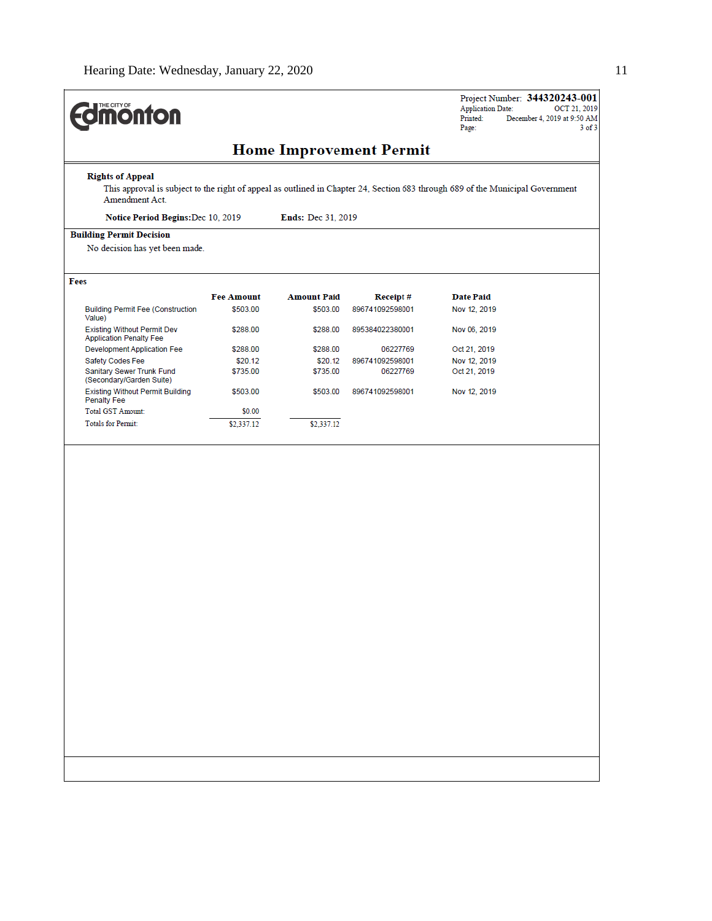THE CITY OF Edmonton

Project Number: **344320243-001**
Application Date: OCT 21, 2019
Printed: December 4, 2019 at 9:50 AM
Page: 3 of 3

# Home Improvement Permit

**Rights of Appeal**

This approval is subject to the right of appeal as outlined in Chapter 24, Section 683 through 689 of the Municipal Government Amendment Act.

**Notice Period Begins:** Dec 10, 2019 **Ends:** Dec 31, 2019

**Building Permit Decision**

No decision has yet been made.

**Fees**

| | Fee Amount | Amount Paid | Receipt # | Date Paid |
|---|---|---|---|---|
| Building Permit Fee (Construction Value) | $503.00 | $503.00 | 896741092598001 | Nov 12, 2019 |
| Existing Without Permit Dev Application Penalty Fee | $288.00 | $288.00 | 895384022380001 | Nov 06, 2019 |
| Development Application Fee | $288.00 | $288.00 | 06227769 | Oct 21, 2019 |
| Safety Codes Fee | $20.12 | $20.12 | 896741092598001 | Nov 12, 2019 |
| Sanitary Sewer Trunk Fund (Secondary/Garden Suite) | $735.00 | $735.00 | 06227769 | Oct 21, 2019 |
| Existing Without Permit Building Penalty Fee | $503.00 | $503.00 | 896741092598001 | Nov 12, 2019 |
| Total GST Amount: | $0.00 | | | |
| Totals for Permit: | $2,337.12 | $2,337.12 | | |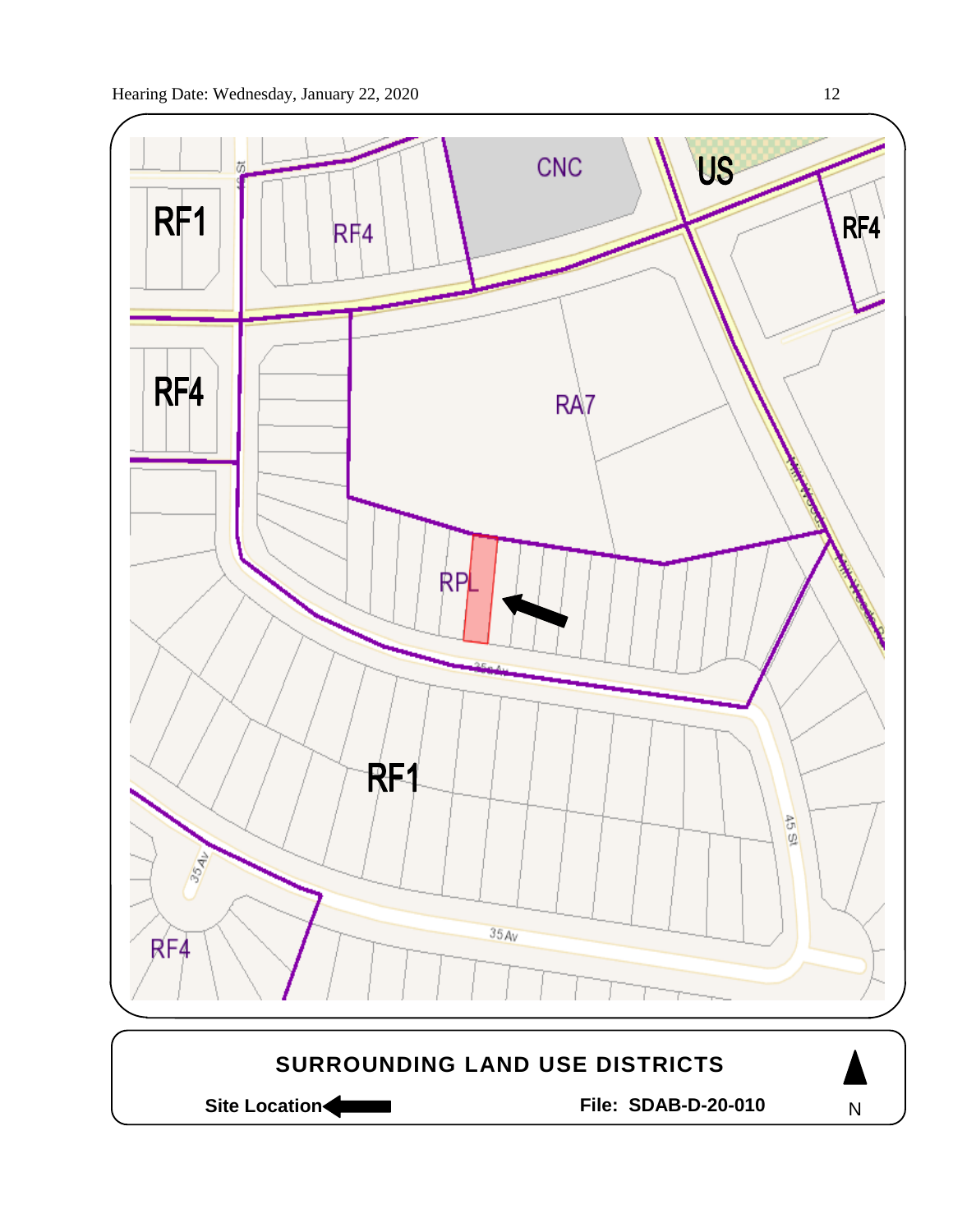RF1

RF4

CNC

US

RF4

RF4

RA7

RPL

RF1

RF4

35a Av

45 St

35 Av

35 Av

Mill Woods Rd

## SURROUNDING LAND USE DISTRICTS

**Site Location** ⬅

**File: SDAB-D-20-010**

N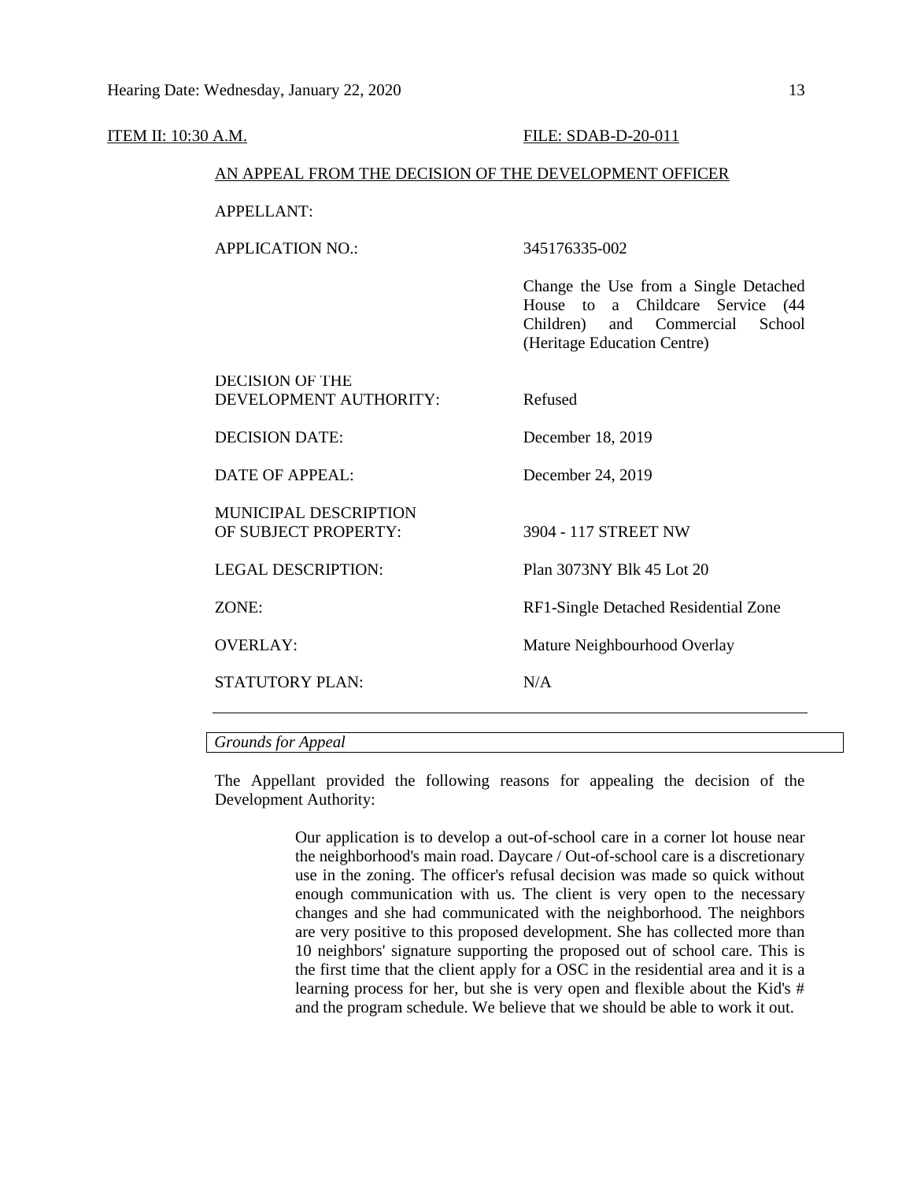ITEM II: 10:30 A.M. FILE: SDAB-D-20-011

AN APPEAL FROM THE DECISION OF THE DEVELOPMENT OFFICER

| | |
|---|---|
| APPELLANT: | |
| APPLICATION NO.: | 345176335-002 |
| | Change the Use from a Single Detached House to a Childcare Service (44 Children) and Commercial School (Heritage Education Centre) |
| DECISION OF THE DEVELOPMENT AUTHORITY: | Refused |
| DECISION DATE: | December 18, 2019 |
| DATE OF APPEAL: | December 24, 2019 |
| MUNICIPAL DESCRIPTION OF SUBJECT PROPERTY: | 3904 - 117 STREET NW |
| LEGAL DESCRIPTION: | Plan 3073NY Blk 45 Lot 20 |
| ZONE: | RF1-Single Detached Residential Zone |
| OVERLAY: | Mature Neighbourhood Overlay |
| STATUTORY PLAN: | N/A |

*Grounds for Appeal*

The Appellant provided the following reasons for appealing the decision of the Development Authority:

> Our application is to develop a out-of-school care in a corner lot house near the neighborhood's main road. Daycare / Out-of-school care is a discretionary use in the zoning. The officer's refusal decision was made so quick without enough communication with us. The client is very open to the necessary changes and she had communicated with the neighborhood. The neighbors are very positive to this proposed development. She has collected more than 10 neighbors' signature supporting the proposed out of school care. This is the first time that the client apply for a OSC in the residential area and it is a learning process for her, but she is very open and flexible about the Kid's # and the program schedule. We believe that we should be able to work it out.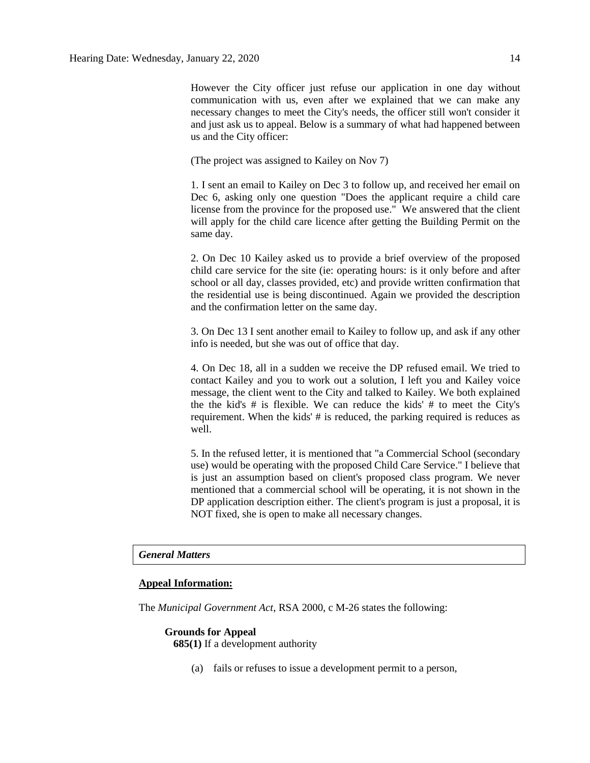However the City officer just refuse our application in one day without communication with us, even after we explained that we can make any necessary changes to meet the City's needs, the officer still won't consider it and just ask us to appeal. Below is a summary of what had happened between us and the City officer:

(The project was assigned to Kailey on Nov 7)

1. I sent an email to Kailey on Dec 3 to follow up, and received her email on Dec 6, asking only one question "Does the applicant require a child care license from the province for the proposed use." We answered that the client will apply for the child care licence after getting the Building Permit on the same day.

2. On Dec 10 Kailey asked us to provide a brief overview of the proposed child care service for the site (ie: operating hours: is it only before and after school or all day, classes provided, etc) and provide written confirmation that the residential use is being discontinued. Again we provided the description and the confirmation letter on the same day.

3. On Dec 13 I sent another email to Kailey to follow up, and ask if any other info is needed, but she was out of office that day.

4. On Dec 18, all in a sudden we receive the DP refused email. We tried to contact Kailey and you to work out a solution, I left you and Kailey voice message, the client went to the City and talked to Kailey. We both explained the the kid's # is flexible. We can reduce the kids' # to meet the City's requirement. When the kids' # is reduced, the parking required is reduces as well.

5. In the refused letter, it is mentioned that "a Commercial School (secondary use) would be operating with the proposed Child Care Service." I believe that is just an assumption based on client's proposed class program. We never mentioned that a commercial school will be operating, it is not shown in the DP application description either. The client's program is just a proposal, it is NOT fixed, she is open to make all necessary changes.

## *General Matters*

**Appeal Information:**

The *Municipal Government Act*, RSA 2000, c M-26 states the following:

**Grounds for Appeal**

**685(1)** If a development authority

(a) fails or refuses to issue a development permit to a person,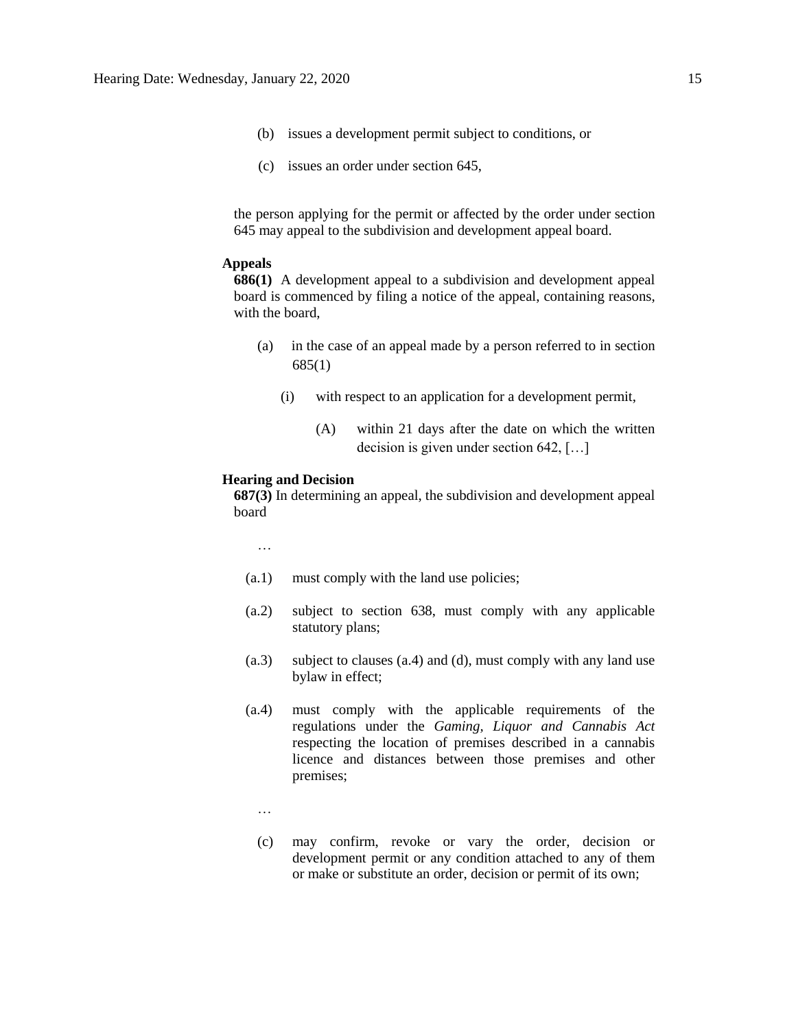(b) issues a development permit subject to conditions, or

(c) issues an order under section 645,

the person applying for the permit or affected by the order under section 645 may appeal to the subdivision and development appeal board.

**Appeals**

**686(1)** A development appeal to a subdivision and development appeal board is commenced by filing a notice of the appeal, containing reasons, with the board,

(a) in the case of an appeal made by a person referred to in section 685(1)

(i) with respect to an application for a development permit,

(A) within 21 days after the date on which the written decision is given under section 642, […]

**Hearing and Decision**

**687(3)** In determining an appeal, the subdivision and development appeal board

…

(a.1) must comply with the land use policies;

(a.2) subject to section 638, must comply with any applicable statutory plans;

(a.3) subject to clauses (a.4) and (d), must comply with any land use bylaw in effect;

(a.4) must comply with the applicable requirements of the regulations under the *Gaming, Liquor and Cannabis Act* respecting the location of premises described in a cannabis licence and distances between those premises and other premises;

…

(c) may confirm, revoke or vary the order, decision or development permit or any condition attached to any of them or make or substitute an order, decision or permit of its own;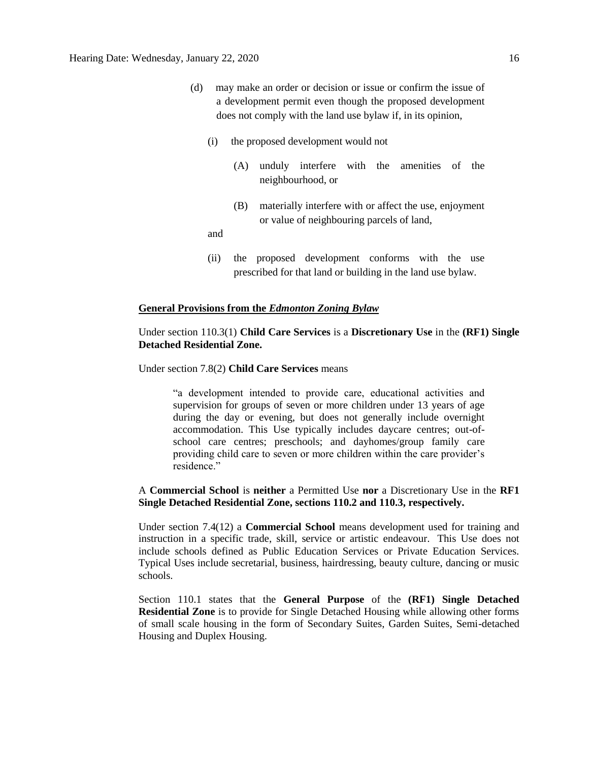(d) may make an order or decision or issue or confirm the issue of a development permit even though the proposed development does not comply with the land use bylaw if, in its opinion,

  (i) the proposed development would not

    (A) unduly interfere with the amenities of the neighbourhood, or

    (B) materially interfere with or affect the use, enjoyment or value of neighbouring parcels of land,

  and

  (ii) the proposed development conforms with the use prescribed for that land or building in the land use bylaw.

**General Provisions from the *Edmonton Zoning Bylaw***

Under section 110.3(1) **Child Care Services** is a **Discretionary Use** in the **(RF1) Single Detached Residential Zone.**

Under section 7.8(2) **Child Care Services** means

> "a development intended to provide care, educational activities and supervision for groups of seven or more children under 13 years of age during the day or evening, but does not generally include overnight accommodation. This Use typically includes daycare centres; out-of-school care centres; preschools; and dayhomes/group family care providing child care to seven or more children within the care provider's residence."

A **Commercial School** is **neither** a Permitted Use **nor** a Discretionary Use in the **RF1 Single Detached Residential Zone, sections 110.2 and 110.3, respectively.**

Under section 7.4(12) a **Commercial School** means development used for training and instruction in a specific trade, skill, service or artistic endeavour. This Use does not include schools defined as Public Education Services or Private Education Services. Typical Uses include secretarial, business, hairdressing, beauty culture, dancing or music schools.

Section 110.1 states that the **General Purpose** of the **(RF1) Single Detached Residential Zone** is to provide for Single Detached Housing while allowing other forms of small scale housing in the form of Secondary Suites, Garden Suites, Semi-detached Housing and Duplex Housing.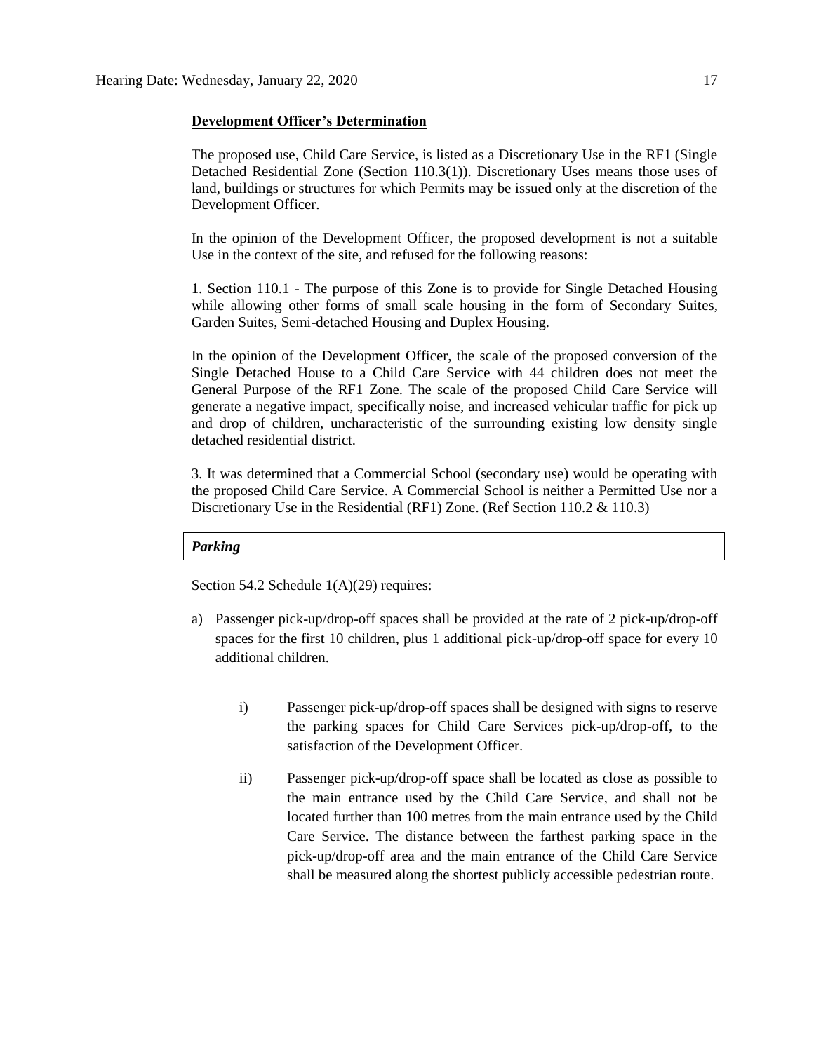**Development Officer's Determination**

The proposed use, Child Care Service, is listed as a Discretionary Use in the RF1 (Single Detached Residential Zone (Section 110.3(1)). Discretionary Uses means those uses of land, buildings or structures for which Permits may be issued only at the discretion of the Development Officer.

In the opinion of the Development Officer, the proposed development is not a suitable Use in the context of the site, and refused for the following reasons:

1. Section 110.1 - The purpose of this Zone is to provide for Single Detached Housing while allowing other forms of small scale housing in the form of Secondary Suites, Garden Suites, Semi-detached Housing and Duplex Housing.

In the opinion of the Development Officer, the scale of the proposed conversion of the Single Detached House to a Child Care Service with 44 children does not meet the General Purpose of the RF1 Zone. The scale of the proposed Child Care Service will generate a negative impact, specifically noise, and increased vehicular traffic for pick up and drop of children, uncharacteristic of the surrounding existing low density single detached residential district.

3. It was determined that a Commercial School (secondary use) would be operating with the proposed Child Care Service. A Commercial School is neither a Permitted Use nor a Discretionary Use in the Residential (RF1) Zone. (Ref Section 110.2 & 110.3)

***Parking***

Section 54.2 Schedule 1(A)(29) requires:

a) Passenger pick-up/drop-off spaces shall be provided at the rate of 2 pick-up/drop-off spaces for the first 10 children, plus 1 additional pick-up/drop-off space for every 10 additional children.

   i) Passenger pick-up/drop-off spaces shall be designed with signs to reserve the parking spaces for Child Care Services pick-up/drop-off, to the satisfaction of the Development Officer.

   ii) Passenger pick-up/drop-off space shall be located as close as possible to the main entrance used by the Child Care Service, and shall not be located further than 100 metres from the main entrance used by the Child Care Service. The distance between the farthest parking space in the pick-up/drop-off area and the main entrance of the Child Care Service shall be measured along the shortest publicly accessible pedestrian route.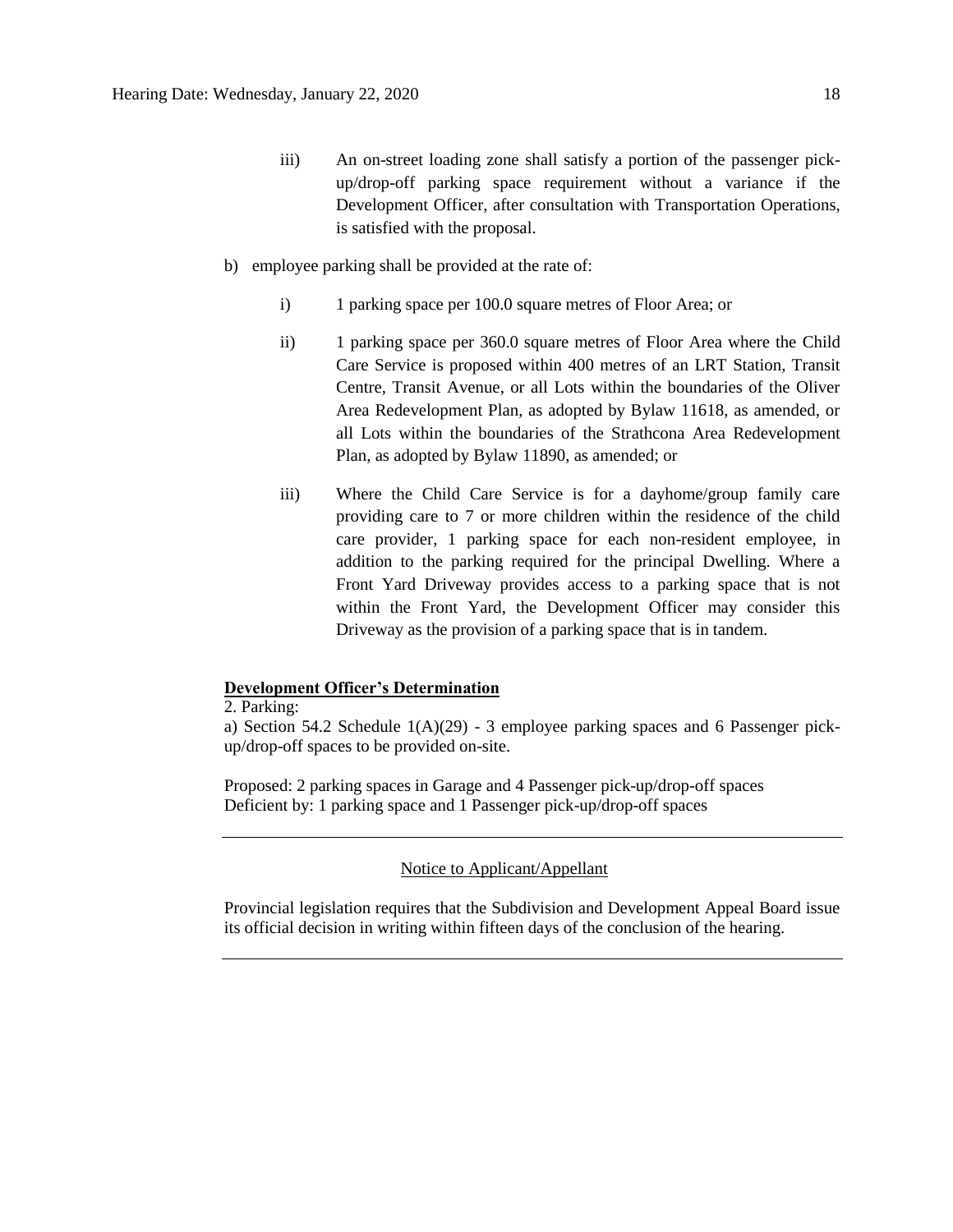iii) An on-street loading zone shall satisfy a portion of the passenger pick-up/drop-off parking space requirement without a variance if the Development Officer, after consultation with Transportation Operations, is satisfied with the proposal.

b) employee parking shall be provided at the rate of:

i) 1 parking space per 100.0 square metres of Floor Area; or

ii) 1 parking space per 360.0 square metres of Floor Area where the Child Care Service is proposed within 400 metres of an LRT Station, Transit Centre, Transit Avenue, or all Lots within the boundaries of the Oliver Area Redevelopment Plan, as adopted by Bylaw 11618, as amended, or all Lots within the boundaries of the Strathcona Area Redevelopment Plan, as adopted by Bylaw 11890, as amended; or

iii) Where the Child Care Service is for a dayhome/group family care providing care to 7 or more children within the residence of the child care provider, 1 parking space for each non-resident employee, in addition to the parking required for the principal Dwelling. Where a Front Yard Driveway provides access to a parking space that is not within the Front Yard, the Development Officer may consider this Driveway as the provision of a parking space that is in tandem.

**Development Officer's Determination**

2. Parking:

a) Section 54.2 Schedule 1(A)(29) - 3 employee parking spaces and 6 Passenger pick-up/drop-off spaces to be provided on-site.

Proposed: 2 parking spaces in Garage and 4 Passenger pick-up/drop-off spaces
Deficient by: 1 parking space and 1 Passenger pick-up/drop-off spaces

---

Notice to Applicant/Appellant

Provincial legislation requires that the Subdivision and Development Appeal Board issue its official decision in writing within fifteen days of the conclusion of the hearing.

---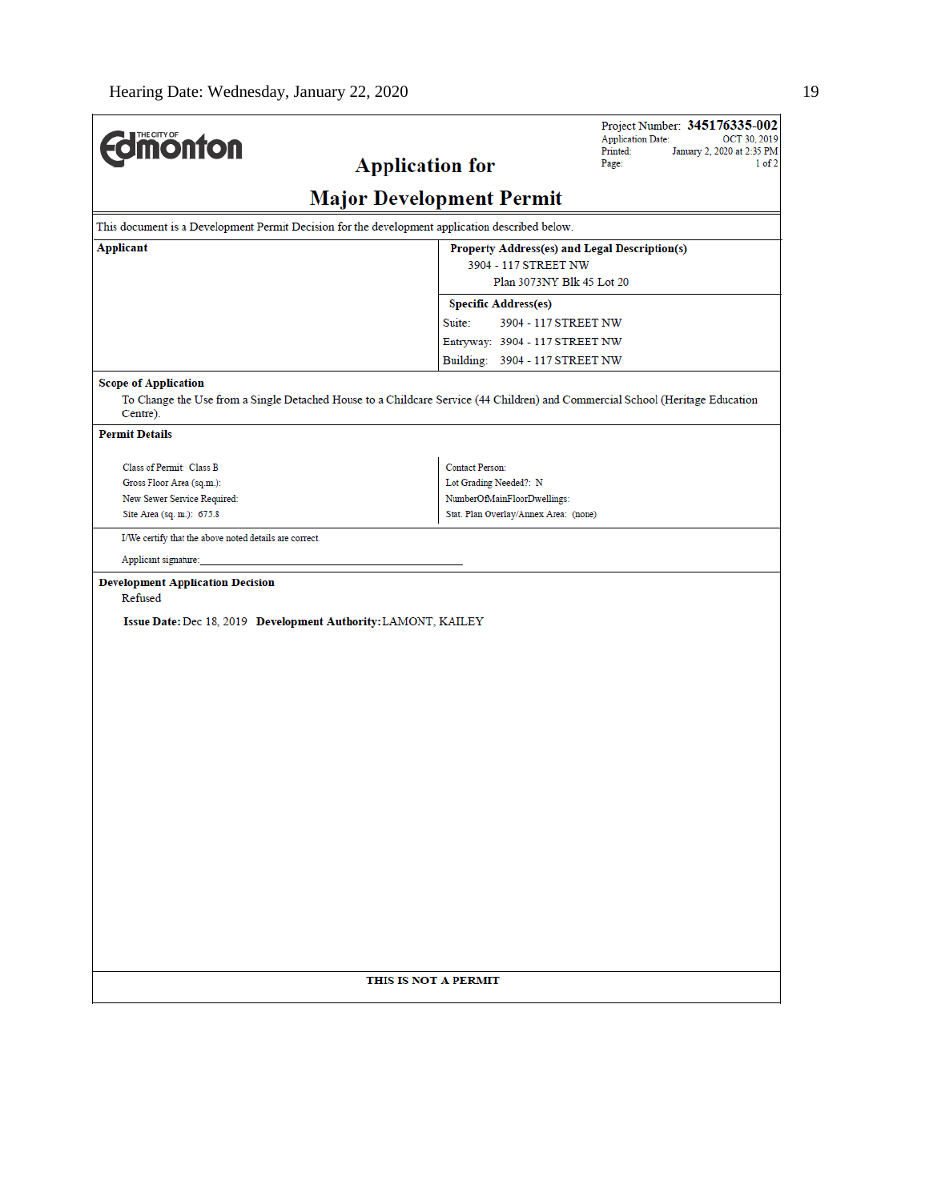THE CITY OF Edmonton

# Application for

# Major Development Permit

Project Number: **345176335-002**
Application Date: OCT 30, 2019
Printed: January 2, 2020 at 2:35 PM
Page: 1 of 2

This document is a Development Permit Decision for the development application described below.

| Applicant | Property Address(es) and Legal Description(s) |
| --- | --- |
| | 3904 - 117 STREET NW<br>Plan 3073NY Blk 45 Lot 20 |
| | **Specific Address(es)**<br>Suite: 3904 - 117 STREET NW<br>Entryway: 3904 - 117 STREET NW<br>Building: 3904 - 117 STREET NW |

**Scope of Application**

To Change the Use from a Single Detached House to a Childcare Service (44 Children) and Commercial School (Heritage Education Centre).

**Permit Details**

| | |
| --- | --- |
| Class of Permit: Class B | Contact Person: |
| Gross Floor Area (sq.m.): | Lot Grading Needed?: N |
| New Sewer Service Required: | NumberOfMainFloorDwellings: |
| Site Area (sq. m.): 675.8 | Stat. Plan Overlay/Annex Area: (none) |

I/We certify that the above noted details are correct.

Applicant signature:_______________________________________________

**Development Application Decision**

Refused

**Issue Date:** Dec 18, 2019 **Development Authority:** LAMONT, KAILEY

**THIS IS NOT A PERMIT**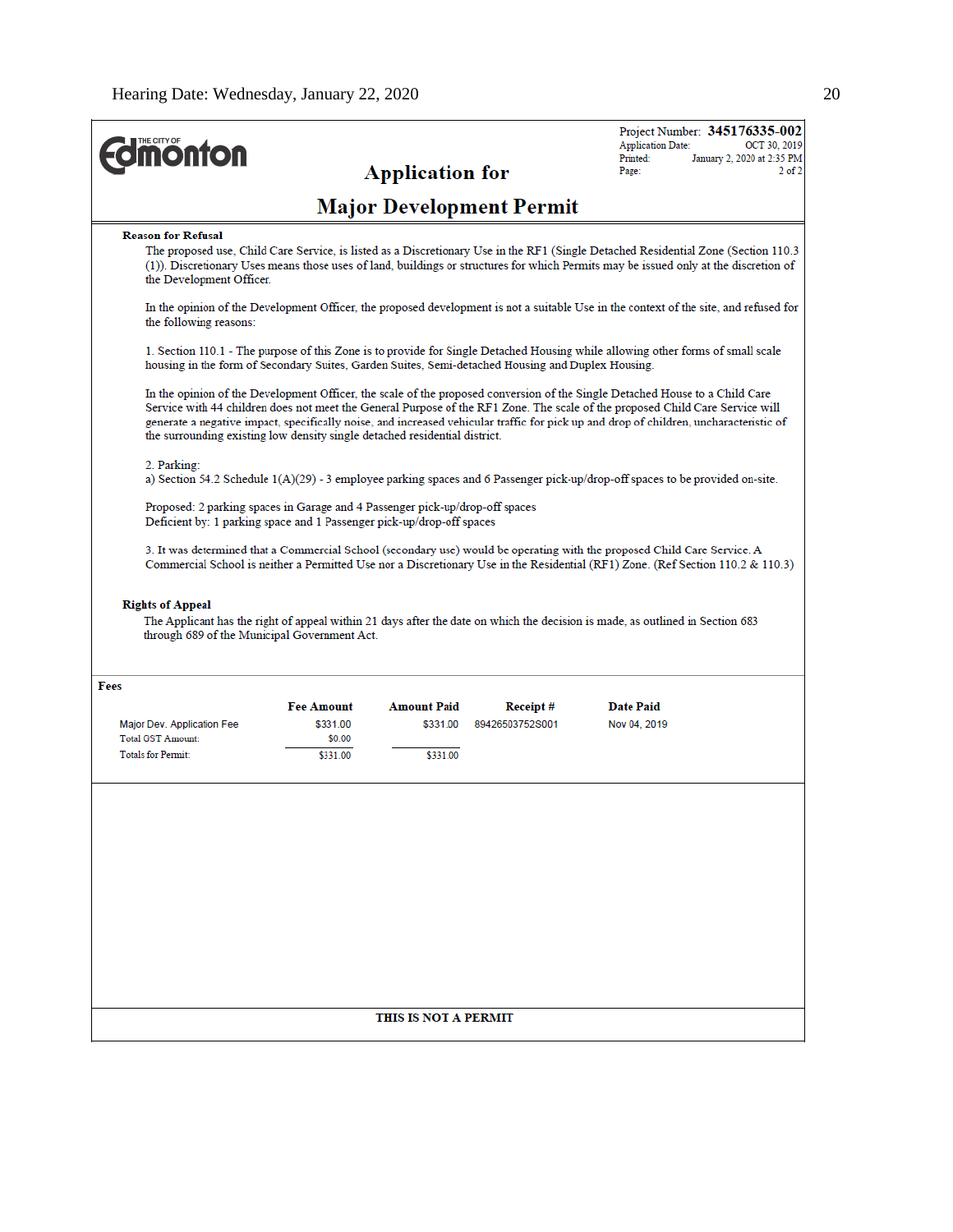THE CITY OF Edmonton

Project Number: **345176335-002**
Application Date: OCT 30, 2019
Printed: January 2, 2020 at 2:35 PM

# Application for

# Major Development Permit

**Reason for Refusal**

The proposed use, Child Care Service, is listed as a Discretionary Use in the RF1 (Single Detached Residential Zone (Section 110.3 (1)). Discretionary Uses means those uses of land, buildings or structures for which Permits may be issued only at the discretion of the Development Officer.

In the opinion of the Development Officer, the proposed development is not a suitable Use in the context of the site, and refused for the following reasons:

1. Section 110.1 - The purpose of this Zone is to provide for Single Detached Housing while allowing other forms of small scale housing in the form of Secondary Suites, Garden Suites, Semi-detached Housing and Duplex Housing.

In the opinion of the Development Officer, the scale of the proposed conversion of the Single Detached House to a Child Care Service with 44 children does not meet the General Purpose of the RF1 Zone. The scale of the proposed Child Care Service will generate a negative impact, specifically noise, and increased vehicular traffic for pick up and drop of children, uncharacteristic of the surrounding existing low density single detached residential district.

2. Parking:
a) Section 54.2 Schedule 1(A)(29) - 3 employee parking spaces and 6 Passenger pick-up/drop-off spaces to be provided on-site.

Proposed: 2 parking spaces in Garage and 4 Passenger pick-up/drop-off spaces
Deficient by: 1 parking space and 1 Passenger pick-up/drop-off spaces

3. It was determined that a Commercial School (secondary use) would be operating with the proposed Child Care Service. A Commercial School is neither a Permitted Use nor a Discretionary Use in the Residential (RF1) Zone. (Ref Section 110.2 & 110.3)

**Rights of Appeal**

The Applicant has the right of appeal within 21 days after the date on which the decision is made, as outlined in Section 683 through 689 of the Municipal Government Act.

**Fees**

| | Fee Amount | Amount Paid | Receipt # | Date Paid |
|---|---|---|---|---|
| Major Dev. Application Fee | $331.00 | $331.00 | 89426503752S001 | Nov 04, 2019 |
| Total GST Amount: | $0.00 | | | |
| Totals for Permit: | $331.00 | $331.00 | | |

**THIS IS NOT A PERMIT**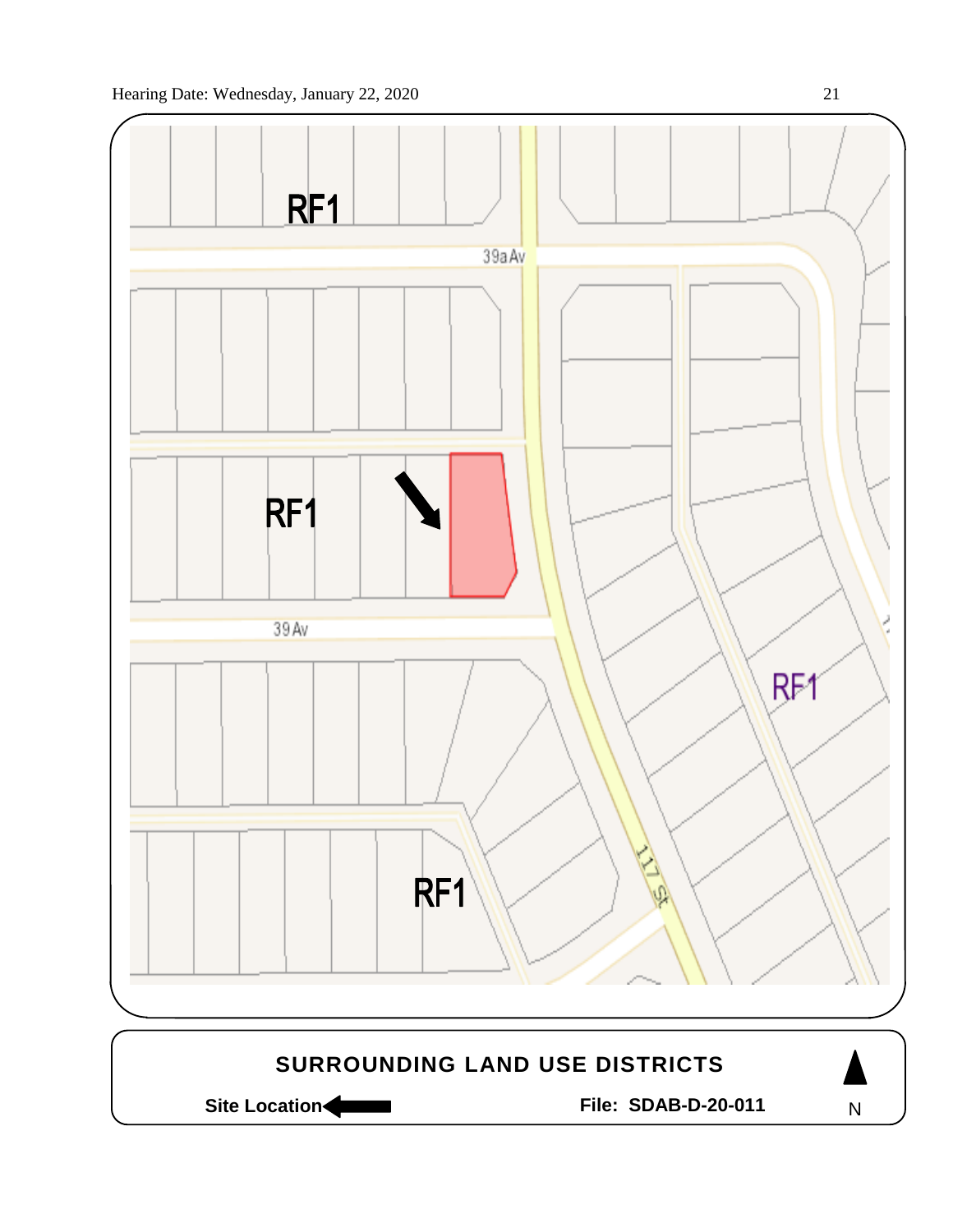RF1

39a Av

RF1

39 Av

RF1

RF1

117 St

**SURROUNDING LAND USE DISTRICTS**

**Site Location**

**File: SDAB-D-20-011**

N